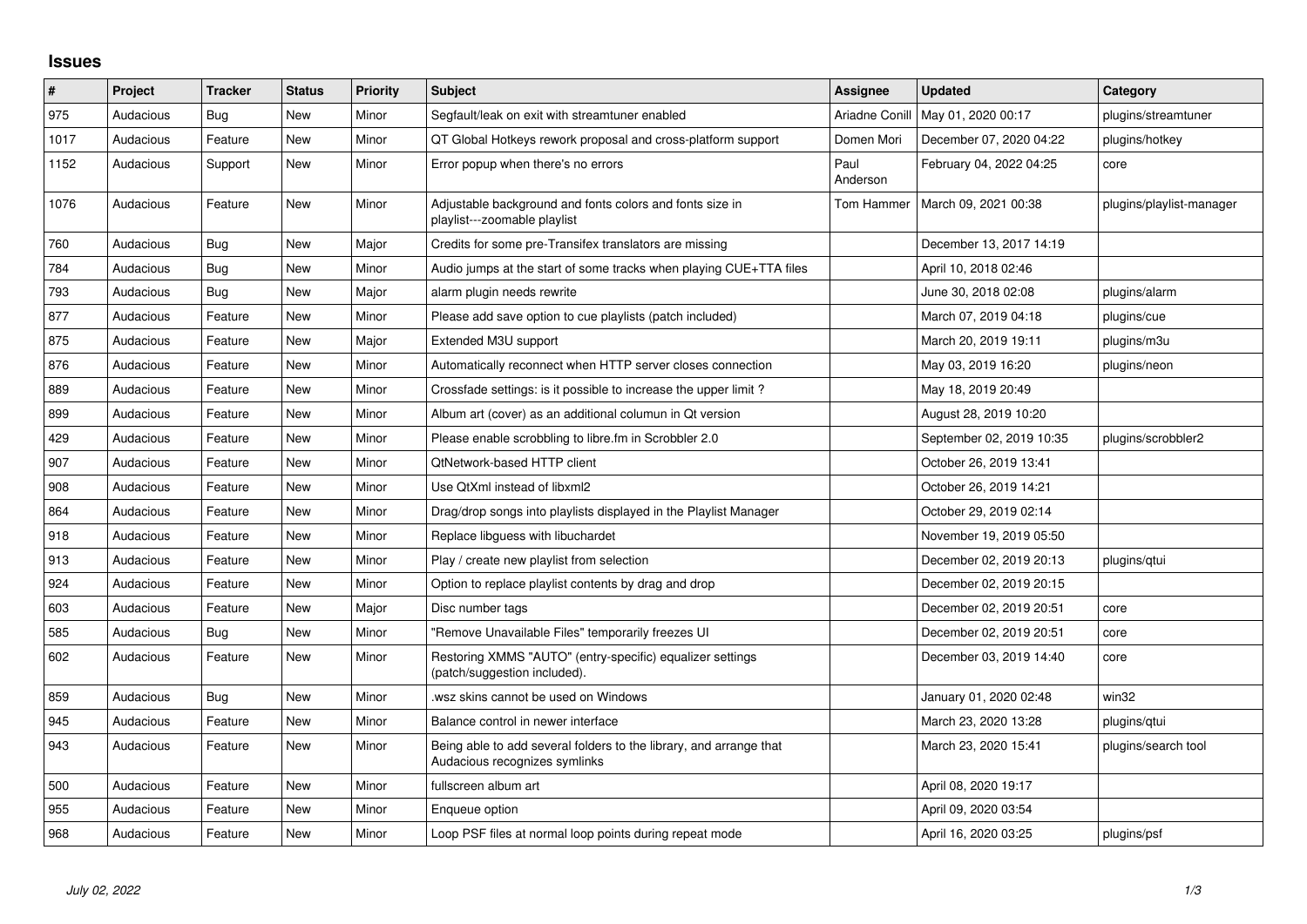## Issues

| # | Project | Tracker | Status | Priority | Subject | Assignee | Updated | Category |
|---|---|---|---|---|---|---|---|---|
| 975 | Audacious | Bug | New | Minor | Segfault/leak on exit with streamtuner enabled | Ariadne Conill | May 01, 2020 00:17 | plugins/streamtuner |
| 1017 | Audacious | Feature | New | Minor | QT Global Hotkeys rework proposal and cross-platform support | Domen Mori | December 07, 2020 04:22 | plugins/hotkey |
| 1152 | Audacious | Support | New | Minor | Error popup when there's no errors | Paul Anderson | February 04, 2022 04:25 | core |
| 1076 | Audacious | Feature | New | Minor | Adjustable background and fonts colors and fonts size in playlist---zoomable playlist | Tom Hammer | March 09, 2021 00:38 | plugins/playlist-manager |
| 760 | Audacious | Bug | New | Major | Credits for some pre-Transifex translators are missing | | December 13, 2017 14:19 | |
| 784 | Audacious | Bug | New | Minor | Audio jumps at the start of some tracks when playing CUE+TTA files | | April 10, 2018 02:46 | |
| 793 | Audacious | Bug | New | Major | alarm plugin needs rewrite | | June 30, 2018 02:08 | plugins/alarm |
| 877 | Audacious | Feature | New | Minor | Please add save option to cue playlists (patch included) | | March 07, 2019 04:18 | plugins/cue |
| 875 | Audacious | Feature | New | Major | Extended M3U support | | March 20, 2019 19:11 | plugins/m3u |
| 876 | Audacious | Feature | New | Minor | Automatically reconnect when HTTP server closes connection | | May 03, 2019 16:20 | plugins/neon |
| 889 | Audacious | Feature | New | Minor | Crossfade settings: is it possible to increase the upper limit ? | | May 18, 2019 20:49 | |
| 899 | Audacious | Feature | New | Minor | Album art (cover) as an additional columun in Qt version | | August 28, 2019 10:20 | |
| 429 | Audacious | Feature | New | Minor | Please enable scrobbling to libre.fm in Scrobbler 2.0 | | September 02, 2019 10:35 | plugins/scrobbler2 |
| 907 | Audacious | Feature | New | Minor | QtNetwork-based HTTP client | | October 26, 2019 13:41 | |
| 908 | Audacious | Feature | New | Minor | Use QtXml instead of libxml2 | | October 26, 2019 14:21 | |
| 864 | Audacious | Feature | New | Minor | Drag/drop songs into playlists displayed in the Playlist Manager | | October 29, 2019 02:14 | |
| 918 | Audacious | Feature | New | Minor | Replace libguess with libuchardet | | November 19, 2019 05:50 | |
| 913 | Audacious | Feature | New | Minor | Play / create new playlist from selection | | December 02, 2019 20:13 | plugins/qtui |
| 924 | Audacious | Feature | New | Minor | Option to replace playlist contents by drag and drop | | December 02, 2019 20:15 | |
| 603 | Audacious | Feature | New | Major | Disc number tags | | December 02, 2019 20:51 | core |
| 585 | Audacious | Bug | New | Minor | "Remove Unavailable Files" temporarily freezes UI | | December 02, 2019 20:51 | core |
| 602 | Audacious | Feature | New | Minor | Restoring XMMS "AUTO" (entry-specific) equalizer settings (patch/suggestion included). | | December 03, 2019 14:40 | core |
| 859 | Audacious | Bug | New | Minor | .wsz skins cannot be used on Windows | | January 01, 2020 02:48 | win32 |
| 945 | Audacious | Feature | New | Minor | Balance control in newer interface | | March 23, 2020 13:28 | plugins/qtui |
| 943 | Audacious | Feature | New | Minor | Being able to add several folders to the library, and arrange that Audacious recognizes symlinks | | March 23, 2020 15:41 | plugins/search tool |
| 500 | Audacious | Feature | New | Minor | fullscreen album art | | April 08, 2020 19:17 | |
| 955 | Audacious | Feature | New | Minor | Enqueue option | | April 09, 2020 03:54 | |
| 968 | Audacious | Feature | New | Minor | Loop PSF files at normal loop points during repeat mode | | April 16, 2020 03:25 | plugins/psf |

*July 02, 2022*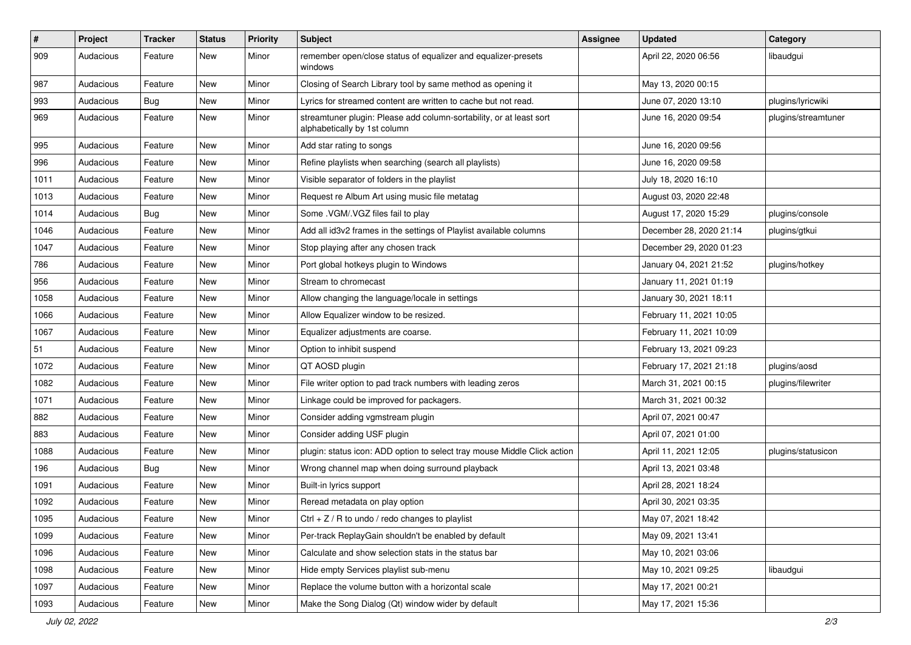| # | Project | Tracker | Status | Priority | Subject | Assignee | Updated | Category |
|---|---|---|---|---|---|---|---|---|
| 909 | Audacious | Feature | New | Minor | remember open/close status of equalizer and equalizer-presets windows | | April 22, 2020 06:56 | libaudgui |
| 987 | Audacious | Feature | New | Minor | Closing of Search Library tool by same method as opening it | | May 13, 2020 00:15 | |
| 993 | Audacious | Bug | New | Minor | Lyrics for streamed content are written to cache but not read. | | June 07, 2020 13:10 | plugins/lyricwiki |
| 969 | Audacious | Feature | New | Minor | streamtuner plugin: Please add column-sortability, or at least sort alphabetically by 1st column | | June 16, 2020 09:54 | plugins/streamtuner |
| 995 | Audacious | Feature | New | Minor | Add star rating to songs | | June 16, 2020 09:56 | |
| 996 | Audacious | Feature | New | Minor | Refine playlists when searching (search all playlists) | | June 16, 2020 09:58 | |
| 1011 | Audacious | Feature | New | Minor | Visible separator of folders in the playlist | | July 18, 2020 16:10 | |
| 1013 | Audacious | Feature | New | Minor | Request re Album Art using music file metatag | | August 03, 2020 22:48 | |
| 1014 | Audacious | Bug | New | Minor | Some .VGM/.VGZ files fail to play | | August 17, 2020 15:29 | plugins/console |
| 1046 | Audacious | Feature | New | Minor | Add all id3v2 frames in the settings of Playlist available columns | | December 28, 2020 21:14 | plugins/gtkui |
| 1047 | Audacious | Feature | New | Minor | Stop playing after any chosen track | | December 29, 2020 01:23 | |
| 786 | Audacious | Feature | New | Minor | Port global hotkeys plugin to Windows | | January 04, 2021 21:52 | plugins/hotkey |
| 956 | Audacious | Feature | New | Minor | Stream to chromecast | | January 11, 2021 01:19 | |
| 1058 | Audacious | Feature | New | Minor | Allow changing the language/locale in settings | | January 30, 2021 18:11 | |
| 1066 | Audacious | Feature | New | Minor | Allow Equalizer window to be resized. | | February 11, 2021 10:05 | |
| 1067 | Audacious | Feature | New | Minor | Equalizer adjustments are coarse. | | February 11, 2021 10:09 | |
| 51 | Audacious | Feature | New | Minor | Option to inhibit suspend | | February 13, 2021 09:23 | |
| 1072 | Audacious | Feature | New | Minor | QT AOSD plugin | | February 17, 2021 21:18 | plugins/aosd |
| 1082 | Audacious | Feature | New | Minor | File writer option to pad track numbers with leading zeros | | March 31, 2021 00:15 | plugins/filewriter |
| 1071 | Audacious | Feature | New | Minor | Linkage could be improved for packagers. | | March 31, 2021 00:32 | |
| 882 | Audacious | Feature | New | Minor | Consider adding vgmstream plugin | | April 07, 2021 00:47 | |
| 883 | Audacious | Feature | New | Minor | Consider adding USF plugin | | April 07, 2021 01:00 | |
| 1088 | Audacious | Feature | New | Minor | plugin: status icon: ADD option to select tray mouse Middle Click action | | April 11, 2021 12:05 | plugins/statusicon |
| 196 | Audacious | Bug | New | Minor | Wrong channel map when doing surround playback | | April 13, 2021 03:48 | |
| 1091 | Audacious | Feature | New | Minor | Built-in lyrics support | | April 28, 2021 18:24 | |
| 1092 | Audacious | Feature | New | Minor | Reread metadata on play option | | April 30, 2021 03:35 | |
| 1095 | Audacious | Feature | New | Minor | Ctrl + Z / R to undo / redo changes to playlist | | May 07, 2021 18:42 | |
| 1099 | Audacious | Feature | New | Minor | Per-track ReplayGain shouldn't be enabled by default | | May 09, 2021 13:41 | |
| 1096 | Audacious | Feature | New | Minor | Calculate and show selection stats in the status bar | | May 10, 2021 03:06 | |
| 1098 | Audacious | Feature | New | Minor | Hide empty Services playlist sub-menu | | May 10, 2021 09:25 | libaudgui |
| 1097 | Audacious | Feature | New | Minor | Replace the volume button with a horizontal scale | | May 17, 2021 00:21 | |
| 1093 | Audacious | Feature | New | Minor | Make the Song Dialog (Qt) window wider by default | | May 17, 2021 15:36 | |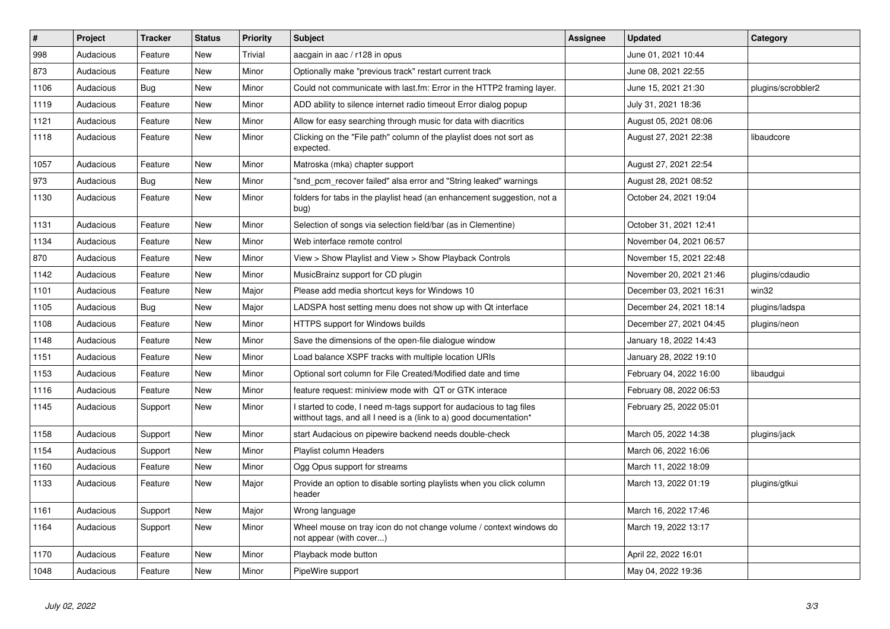| # | Project | Tracker | Status | Priority | Subject | Assignee | Updated | Category |
|---|---|---|---|---|---|---|---|---|
| 998 | Audacious | Feature | New | Trivial | aacgain in aac / r128 in opus | | June 01, 2021 10:44 | |
| 873 | Audacious | Feature | New | Minor | Optionally make "previous track" restart current track | | June 08, 2021 22:55 | |
| 1106 | Audacious | Bug | New | Minor | Could not communicate with last.fm: Error in the HTTP2 framing layer. | | June 15, 2021 21:30 | plugins/scrobbler2 |
| 1119 | Audacious | Feature | New | Minor | ADD ability to silence internet radio timeout Error dialog popup | | July 31, 2021 18:36 | |
| 1121 | Audacious | Feature | New | Minor | Allow for easy searching through music for data with diacritics | | August 05, 2021 08:06 | |
| 1118 | Audacious | Feature | New | Minor | Clicking on the "File path" column of the playlist does not sort as expected. | | August 27, 2021 22:38 | libaudcore |
| 1057 | Audacious | Feature | New | Minor | Matroska (mka) chapter support | | August 27, 2021 22:54 | |
| 973 | Audacious | Bug | New | Minor | "snd_pcm_recover failed" alsa error and "String leaked" warnings | | August 28, 2021 08:52 | |
| 1130 | Audacious | Feature | New | Minor | folders for tabs in the playlist head (an enhancement suggestion, not a bug) | | October 24, 2021 19:04 | |
| 1131 | Audacious | Feature | New | Minor | Selection of songs via selection field/bar (as in Clementine) | | October 31, 2021 12:41 | |
| 1134 | Audacious | Feature | New | Minor | Web interface remote control | | November 04, 2021 06:57 | |
| 870 | Audacious | Feature | New | Minor | View > Show Playlist and View > Show Playback Controls | | November 15, 2021 22:48 | |
| 1142 | Audacious | Feature | New | Minor | MusicBrainz support for CD plugin | | November 20, 2021 21:46 | plugins/cdaudio |
| 1101 | Audacious | Feature | New | Major | Please add media shortcut keys for Windows 10 | | December 03, 2021 16:31 | win32 |
| 1105 | Audacious | Bug | New | Major | LADSPA host setting menu does not show up with Qt interface | | December 24, 2021 18:14 | plugins/ladspa |
| 1108 | Audacious | Feature | New | Minor | HTTPS support for Windows builds | | December 27, 2021 04:45 | plugins/neon |
| 1148 | Audacious | Feature | New | Minor | Save the dimensions of the open-file dialogue window | | January 18, 2022 14:43 | |
| 1151 | Audacious | Feature | New | Minor | Load balance XSPF tracks with multiple location URIs | | January 28, 2022 19:10 | |
| 1153 | Audacious | Feature | New | Minor | Optional sort column for File Created/Modified date and time | | February 04, 2022 16:00 | libaudgui |
| 1116 | Audacious | Feature | New | Minor | feature request: miniview mode with QT or GTK interace | | February 08, 2022 06:53 | |
| 1145 | Audacious | Support | New | Minor | I started to code, I need m-tags support for audacious to tag files witthout tags, and all I need is a (link to a) good documentation* | | February 25, 2022 05:01 | |
| 1158 | Audacious | Support | New | Minor | start Audacious on pipewire backend needs double-check | | March 05, 2022 14:38 | plugins/jack |
| 1154 | Audacious | Support | New | Minor | Playlist column Headers | | March 06, 2022 16:06 | |
| 1160 | Audacious | Feature | New | Minor | Ogg Opus support for streams | | March 11, 2022 18:09 | |
| 1133 | Audacious | Feature | New | Major | Provide an option to disable sorting playlists when you click column header | | March 13, 2022 01:19 | plugins/gtkui |
| 1161 | Audacious | Support | New | Major | Wrong language | | March 16, 2022 17:46 | |
| 1164 | Audacious | Support | New | Minor | Wheel mouse on tray icon do not change volume / context windows do not appear (with cover...) | | March 19, 2022 13:17 | |
| 1170 | Audacious | Feature | New | Minor | Playback mode button | | April 22, 2022 16:01 | |
| 1048 | Audacious | Feature | New | Minor | PipeWire support | | May 04, 2022 19:36 | |